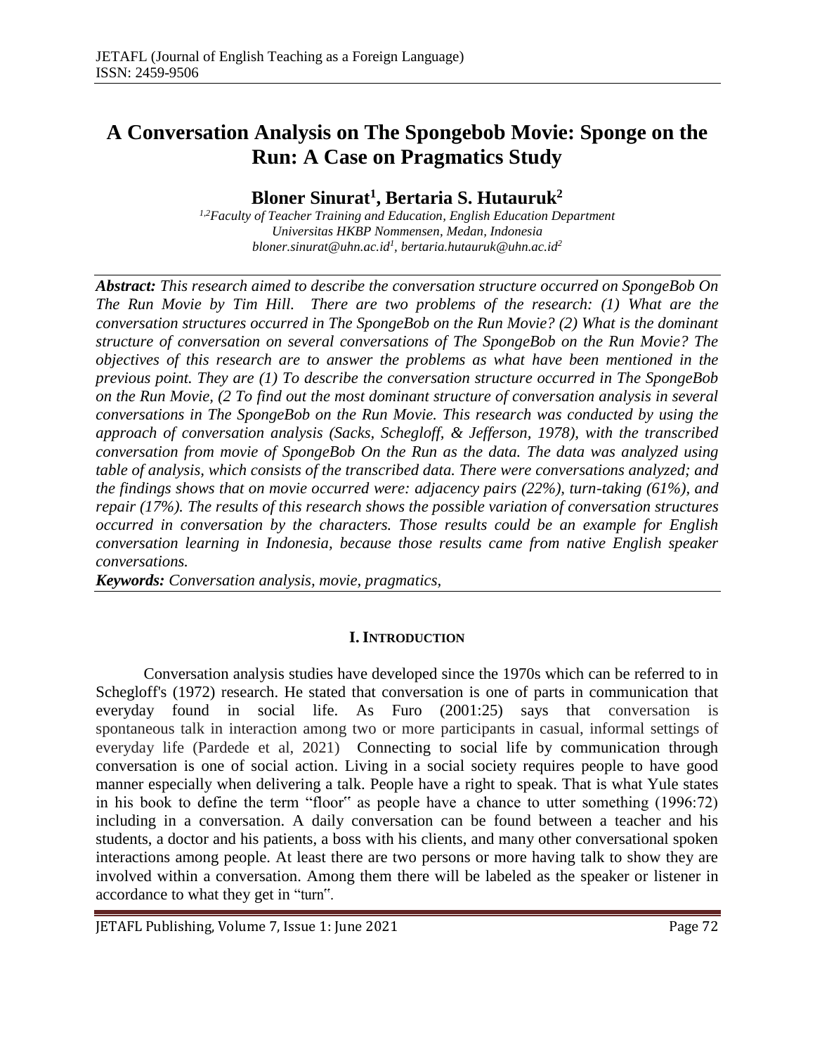# A Conversation Analysis on The Spongebob Movie: Sponge on the Run: A Case on Pragmatics Study

**Bloner Sinurat[1], Bertaria S. Hutauruk[2]**

*[1,2]Faculty of Teacher Training and Education, English Education Department*
*Universitas HKBP Nommensen, Medan, Indonesia*
*bloner.sinurat@uhn.ac.id[1], bertaria.hutauruk@uhn.ac.id[2]*

***Abstract:*** *This research aimed to describe the conversation structure occurred on SpongeBob On The Run Movie by Tim Hill. There are two problems of the research: (1) What are the conversation structures occurred in The SpongeBob on the Run Movie? (2) What is the dominant structure of conversation on several conversations of The SpongeBob on the Run Movie? The objectives of this research are to answer the problems as what have been mentioned in the previous point. They are (1) To describe the conversation structure occurred in The SpongeBob on the Run Movie, (2 To find out the most dominant structure of conversation analysis in several conversations in The SpongeBob on the Run Movie. This research was conducted by using the approach of conversation analysis (Sacks, Schegloff, & Jefferson, 1978), with the transcribed conversation from movie of SpongeBob On the Run as the data. The data was analyzed using table of analysis, which consists of the transcribed data. There were conversations analyzed; and the findings shows that on movie occurred were: adjacency pairs (22%), turn-taking (61%), and repair (17%). The results of this research shows the possible variation of conversation structures occurred in conversation by the characters. Those results could be an example for English conversation learning in Indonesia, because those results came from native English speaker conversations.*

***Keywords:*** *Conversation analysis, movie, pragmatics,*

## I. Introduction

Conversation analysis studies have developed since the 1970s which can be referred to in Schegloff's (1972) research. He stated that conversation is one of parts in communication that everyday found in social life. As Furo (2001:25) says that conversation is spontaneous talk in interaction among two or more participants in casual, informal settings of everyday life (Pardede et al, 2021) Connecting to social life by communication through conversation is one of social action. Living in a social society requires people to have good manner especially when delivering a talk. People have a right to speak. That is what Yule states in his book to define the term "floor" as people have a chance to utter something (1996:72) including in a conversation. A daily conversation can be found between a teacher and his students, a doctor and his patients, a boss with his clients, and many other conversational spoken interactions among people. At least there are two persons or more having talk to show they are involved within a conversation. Among them there will be labeled as the speaker or listener in accordance to what they get in "turn".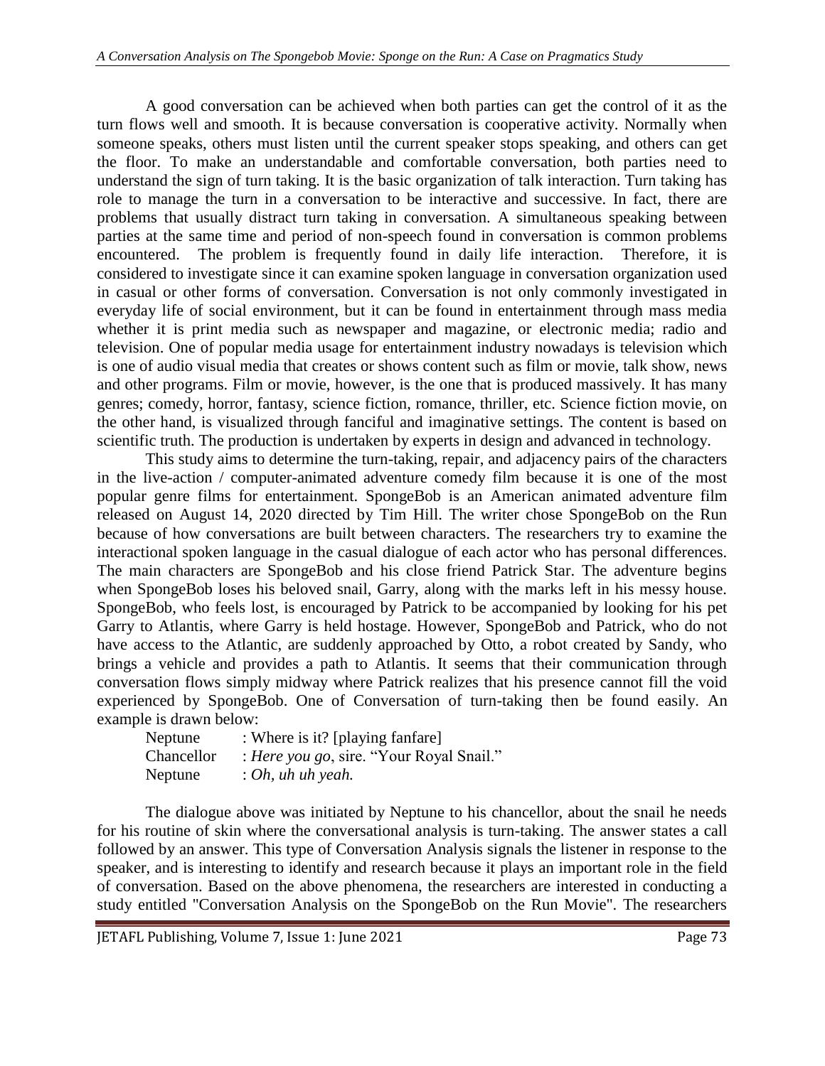A good conversation can be achieved when both parties can get the control of it as the turn flows well and smooth. It is because conversation is cooperative activity. Normally when someone speaks, others must listen until the current speaker stops speaking, and others can get the floor. To make an understandable and comfortable conversation, both parties need to understand the sign of turn taking. It is the basic organization of talk interaction. Turn taking has role to manage the turn in a conversation to be interactive and successive. In fact, there are problems that usually distract turn taking in conversation. A simultaneous speaking between parties at the same time and period of non-speech found in conversation is common problems encountered. The problem is frequently found in daily life interaction. Therefore, it is considered to investigate since it can examine spoken language in conversation organization used in casual or other forms of conversation. Conversation is not only commonly investigated in everyday life of social environment, but it can be found in entertainment through mass media whether it is print media such as newspaper and magazine, or electronic media; radio and television. One of popular media usage for entertainment industry nowadays is television which is one of audio visual media that creates or shows content such as film or movie, talk show, news and other programs. Film or movie, however, is the one that is produced massively. It has many genres; comedy, horror, fantasy, science fiction, romance, thriller, etc. Science fiction movie, on the other hand, is visualized through fanciful and imaginative settings. The content is based on scientific truth. The production is undertaken by experts in design and advanced in technology.

This study aims to determine the turn-taking, repair, and adjacency pairs of the characters in the live-action / computer-animated adventure comedy film because it is one of the most popular genre films for entertainment. SpongeBob is an American animated adventure film released on August 14, 2020 directed by Tim Hill. The writer chose SpongeBob on the Run because of how conversations are built between characters. The researchers try to examine the interactional spoken language in the casual dialogue of each actor who has personal differences. The main characters are SpongeBob and his close friend Patrick Star. The adventure begins when SpongeBob loses his beloved snail, Garry, along with the marks left in his messy house. SpongeBob, who feels lost, is encouraged by Patrick to be accompanied by looking for his pet Garry to Atlantis, where Garry is held hostage. However, SpongeBob and Patrick, who do not have access to the Atlantic, are suddenly approached by Otto, a robot created by Sandy, who brings a vehicle and provides a path to Atlantis. It seems that their communication through conversation flows simply midway where Patrick realizes that his presence cannot fill the void experienced by SpongeBob. One of Conversation of turn-taking then be found easily. An example is drawn below:

Neptune : Where is it? [playing fanfare]
Chancellor : *Here you go*, sire. "Your Royal Snail."
Neptune : *Oh, uh uh yeah.*

The dialogue above was initiated by Neptune to his chancellor, about the snail he needs for his routine of skin where the conversational analysis is turn-taking. The answer states a call followed by an answer. This type of Conversation Analysis signals the listener in response to the speaker, and is interesting to identify and research because it plays an important role in the field of conversation. Based on the above phenomena, the researchers are interested in conducting a study entitled "Conversation Analysis on the SpongeBob on the Run Movie". The researchers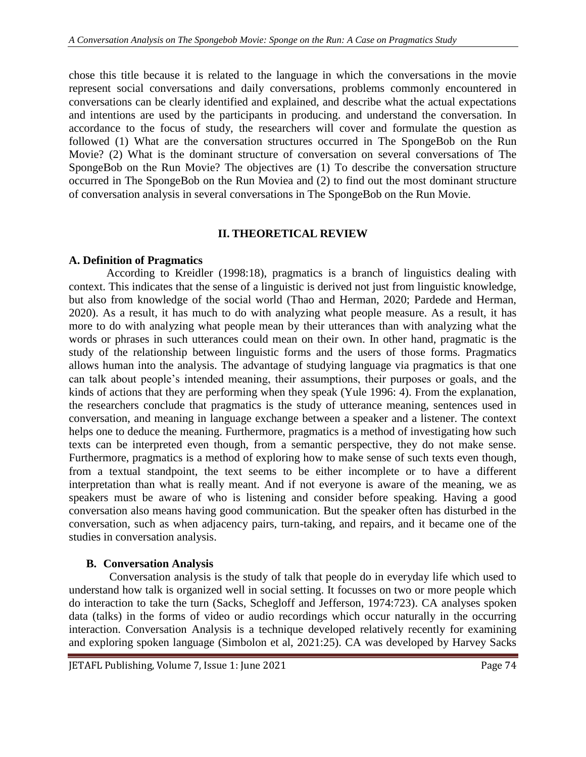chose this title because it is related to the language in which the conversations in the movie represent social conversations and daily conversations, problems commonly encountered in conversations can be clearly identified and explained, and describe what the actual expectations and intentions are used by the participants in producing. and understand the conversation. In accordance to the focus of study, the researchers will cover and formulate the question as followed (1) What are the conversation structures occurred in The SpongeBob on the Run Movie? (2) What is the dominant structure of conversation on several conversations of The SpongeBob on the Run Movie? The objectives are (1) To describe the conversation structure occurred in The SpongeBob on the Run Moviea and (2) to find out the most dominant structure of conversation analysis in several conversations in The SpongeBob on the Run Movie.

## II. THEORETICAL REVIEW

### A. Definition of Pragmatics

According to Kreidler (1998:18), pragmatics is a branch of linguistics dealing with context. This indicates that the sense of a linguistic is derived not just from linguistic knowledge, but also from knowledge of the social world (Thao and Herman, 2020; Pardede and Herman, 2020). As a result, it has much to do with analyzing what people measure. As a result, it has more to do with analyzing what people mean by their utterances than with analyzing what the words or phrases in such utterances could mean on their own. In other hand, pragmatic is the study of the relationship between linguistic forms and the users of those forms. Pragmatics allows human into the analysis. The advantage of studying language via pragmatics is that one can talk about people's intended meaning, their assumptions, their purposes or goals, and the kinds of actions that they are performing when they speak (Yule 1996: 4). From the explanation, the researchers conclude that pragmatics is the study of utterance meaning, sentences used in conversation, and meaning in language exchange between a speaker and a listener. The context helps one to deduce the meaning. Furthermore, pragmatics is a method of investigating how such texts can be interpreted even though, from a semantic perspective, they do not make sense. Furthermore, pragmatics is a method of exploring how to make sense of such texts even though, from a textual standpoint, the text seems to be either incomplete or to have a different interpretation than what is really meant. And if not everyone is aware of the meaning, we as speakers must be aware of who is listening and consider before speaking. Having a good conversation also means having good communication. But the speaker often has disturbed in the conversation, such as when adjacency pairs, turn-taking, and repairs, and it became one of the studies in conversation analysis.

### B. Conversation Analysis

Conversation analysis is the study of talk that people do in everyday life which used to understand how talk is organized well in social setting. It focusses on two or more people which do interaction to take the turn (Sacks, Schegloff and Jefferson, 1974:723). CA analyses spoken data (talks) in the forms of video or audio recordings which occur naturally in the occurring interaction. Conversation Analysis is a technique developed relatively recently for examining and exploring spoken language (Simbolon et al, 2021:25). CA was developed by Harvey Sacks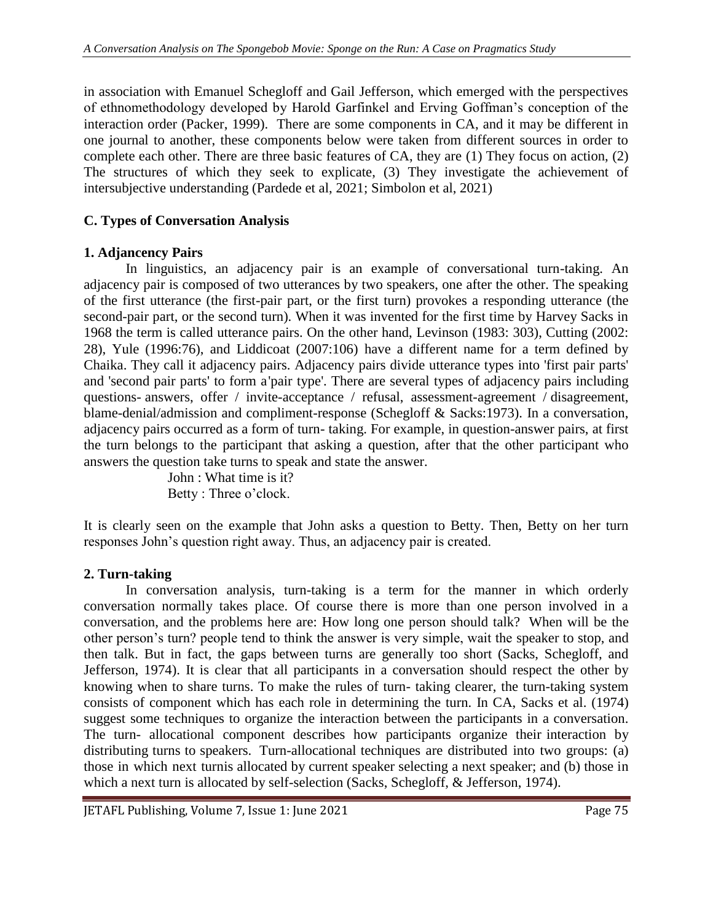in association with Emanuel Schegloff and Gail Jefferson, which emerged with the perspectives of ethnomethodology developed by Harold Garfinkel and Erving Goffman's conception of the interaction order (Packer, 1999). There are some components in CA, and it may be different in one journal to another, these components below were taken from different sources in order to complete each other. There are three basic features of CA, they are (1) They focus on action, (2) The structures of which they seek to explicate, (3) They investigate the achievement of intersubjective understanding (Pardede et al, 2021; Simbolon et al, 2021)

## C. Types of Conversation Analysis

### 1. Adjancency Pairs

In linguistics, an adjacency pair is an example of conversational turn-taking. An adjacency pair is composed of two utterances by two speakers, one after the other. The speaking of the first utterance (the first-pair part, or the first turn) provokes a responding utterance (the second-pair part, or the second turn). When it was invented for the first time by Harvey Sacks in 1968 the term is called utterance pairs. On the other hand, Levinson (1983: 303), Cutting (2002: 28), Yule (1996:76), and Liddicoat (2007:106) have a different name for a term defined by Chaika. They call it adjacency pairs. Adjacency pairs divide utterance types into 'first pair parts' and 'second pair parts' to form a'pair type'. There are several types of adjacency pairs including questions- answers, offer / invite-acceptance / refusal, assessment-agreement / disagreement, blame-denial/admission and compliment-response (Schegloff & Sacks:1973). In a conversation, adjacency pairs occurred as a form of turn- taking. For example, in question-answer pairs, at first the turn belongs to the participant that asking a question, after that the other participant who answers the question take turns to speak and state the answer.

John : What time is it?
Betty : Three o'clock.

It is clearly seen on the example that John asks a question to Betty. Then, Betty on her turn responses John's question right away. Thus, an adjacency pair is created.

### 2. Turn-taking

In conversation analysis, turn-taking is a term for the manner in which orderly conversation normally takes place. Of course there is more than one person involved in a conversation, and the problems here are: How long one person should talk? When will be the other person's turn? people tend to think the answer is very simple, wait the speaker to stop, and then talk. But in fact, the gaps between turns are generally too short (Sacks, Schegloff, and Jefferson, 1974). It is clear that all participants in a conversation should respect the other by knowing when to share turns. To make the rules of turn- taking clearer, the turn-taking system consists of component which has each role in determining the turn. In CA, Sacks et al. (1974) suggest some techniques to organize the interaction between the participants in a conversation. The turn- allocational component describes how participants organize their interaction by distributing turns to speakers. Turn-allocational techniques are distributed into two groups: (a) those in which next turnis allocated by current speaker selecting a next speaker; and (b) those in which a next turn is allocated by self-selection (Sacks, Schegloff, & Jefferson, 1974).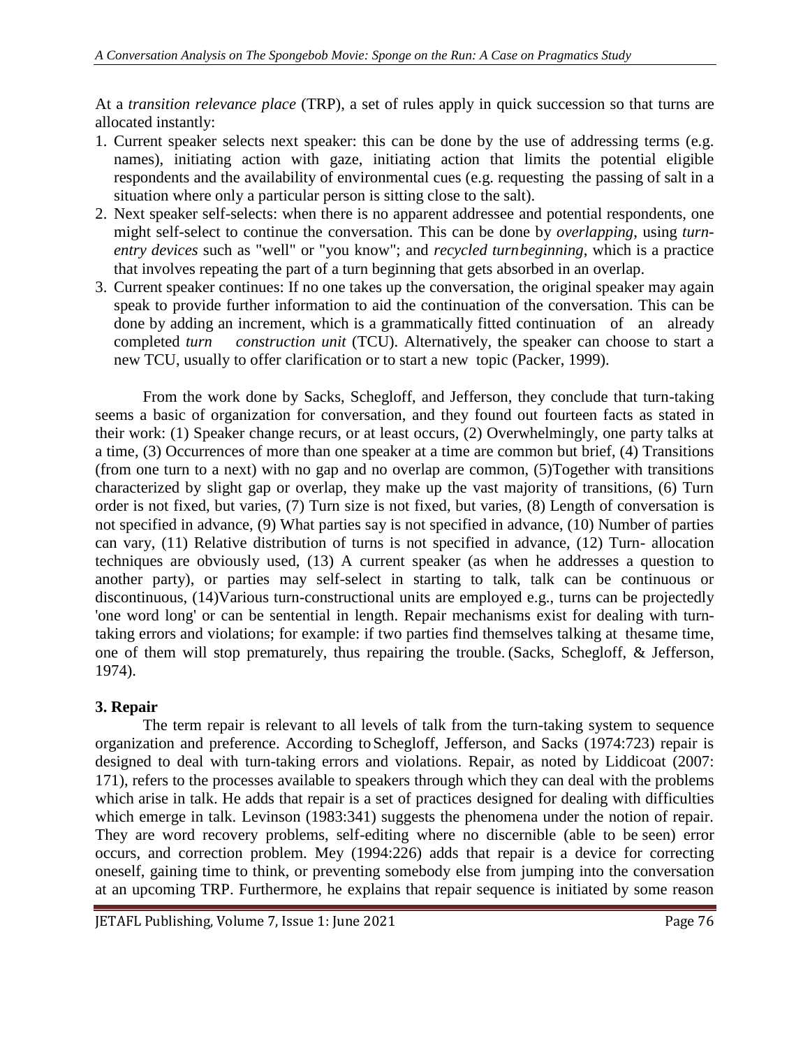At a *transition relevance place* (TRP), a set of rules apply in quick succession so that turns are allocated instantly:

1. Current speaker selects next speaker: this can be done by the use of addressing terms (e.g. names), initiating action with gaze, initiating action that limits the potential eligible respondents and the availability of environmental cues (e.g. requesting the passing of salt in a situation where only a particular person is sitting close to the salt).
2. Next speaker self-selects: when there is no apparent addressee and potential respondents, one might self-select to continue the conversation. This can be done by *overlapping*, using *turn-entry devices* such as "well" or "you know"; and *recycled turnbeginning*, which is a practice that involves repeating the part of a turn beginning that gets absorbed in an overlap.
3. Current speaker continues: If no one takes up the conversation, the original speaker may again speak to provide further information to aid the continuation of the conversation. This can be done by adding an increment, which is a grammatically fitted continuation of an already completed *turn construction unit* (TCU). Alternatively, the speaker can choose to start a new TCU, usually to offer clarification or to start a new topic (Packer, 1999).

From the work done by Sacks, Schegloff, and Jefferson, they conclude that turn-taking seems a basic of organization for conversation, and they found out fourteen facts as stated in their work: (1) Speaker change recurs, or at least occurs, (2) Overwhelmingly, one party talks at a time, (3) Occurrences of more than one speaker at a time are common but brief, (4) Transitions (from one turn to a next) with no gap and no overlap are common, (5)Together with transitions characterized by slight gap or overlap, they make up the vast majority of transitions, (6) Turn order is not fixed, but varies, (7) Turn size is not fixed, but varies, (8) Length of conversation is not specified in advance, (9) What parties say is not specified in advance, (10) Number of parties can vary, (11) Relative distribution of turns is not specified in advance, (12) Turn- allocation techniques are obviously used, (13) A current speaker (as when he addresses a question to another party), or parties may self-select in starting to talk, talk can be continuous or discontinuous, (14)Various turn-constructional units are employed e.g., turns can be projectedly 'one word long' or can be sentential in length. Repair mechanisms exist for dealing with turn-taking errors and violations; for example: if two parties find themselves talking at thesame time, one of them will stop prematurely, thus repairing the trouble. (Sacks, Schegloff, & Jefferson, 1974).

## 3. Repair

The term repair is relevant to all levels of talk from the turn-taking system to sequence organization and preference. According to Schegloff, Jefferson, and Sacks (1974:723) repair is designed to deal with turn-taking errors and violations. Repair, as noted by Liddicoat (2007: 171), refers to the processes available to speakers through which they can deal with the problems which arise in talk. He adds that repair is a set of practices designed for dealing with difficulties which emerge in talk. Levinson (1983:341) suggests the phenomena under the notion of repair. They are word recovery problems, self-editing where no discernible (able to be seen) error occurs, and correction problem. Mey (1994:226) adds that repair is a device for correcting oneself, gaining time to think, or preventing somebody else from jumping into the conversation at an upcoming TRP. Furthermore, he explains that repair sequence is initiated by some reason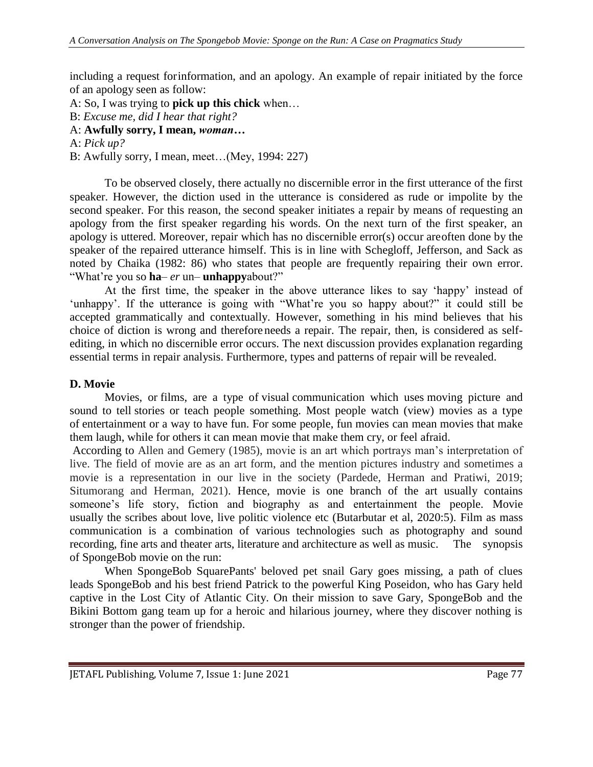including a request forinformation, and an apology. An example of repair initiated by the force of an apology seen as follow:

A: So, I was trying to **pick up this chick** when…  
B: *Excuse me, did I hear that right?*  
A: **Awfully sorry, I mean, *woman*…**  
A: *Pick up?*  
B: Awfully sorry, I mean, meet…(Mey, 1994: 227)

To be observed closely, there actually no discernible error in the first utterance of the first speaker. However, the diction used in the utterance is considered as rude or impolite by the second speaker. For this reason, the second speaker initiates a repair by means of requesting an apology from the first speaker regarding his words. On the next turn of the first speaker, an apology is uttered. Moreover, repair which has no discernible error(s) occur areoften done by the speaker of the repaired utterance himself. This is in line with Schegloff, Jefferson, and Sack as noted by Chaika (1982: 86) who states that people are frequently repairing their own error. "What're you so **ha**– *er* un– **unhappy**about?"

At the first time, the speaker in the above utterance likes to say 'happy' instead of 'unhappy'. If the utterance is going with "What're you so happy about?" it could still be accepted grammatically and contextually. However, something in his mind believes that his choice of diction is wrong and therefore needs a repair. The repair, then, is considered as self-editing, in which no discernible error occurs. The next discussion provides explanation regarding essential terms in repair analysis. Furthermore, types and patterns of repair will be revealed.

## D. Movie

Movies, or films, are a type of visual communication which uses moving picture and sound to tell stories or teach people something. Most people watch (view) movies as a type of entertainment or a way to have fun. For some people, fun movies can mean movies that make them laugh, while for others it can mean movie that make them cry, or feel afraid.

According to Allen and Gemery (1985), movie is an art which portrays man's interpretation of live. The field of movie are as an art form, and the mention pictures industry and sometimes a movie is a representation in our live in the society (Pardede, Herman and Pratiwi, 2019; Situmorang and Herman, 2021). Hence, movie is one branch of the art usually contains someone's life story, fiction and biography as and entertainment the people. Movie usually the scribes about love, live politic violence etc (Butarbutar et al, 2020:5). Film as mass communication is a combination of various technologies such as photography and sound recording, fine arts and theater arts, literature and architecture as well as music. The synopsis of SpongeBob movie on the run:

When SpongeBob SquarePants' beloved pet snail Gary goes missing, a path of clues leads SpongeBob and his best friend Patrick to the powerful King Poseidon, who has Gary held captive in the Lost City of Atlantic City. On their mission to save Gary, SpongeBob and the Bikini Bottom gang team up for a heroic and hilarious journey, where they discover nothing is stronger than the power of friendship.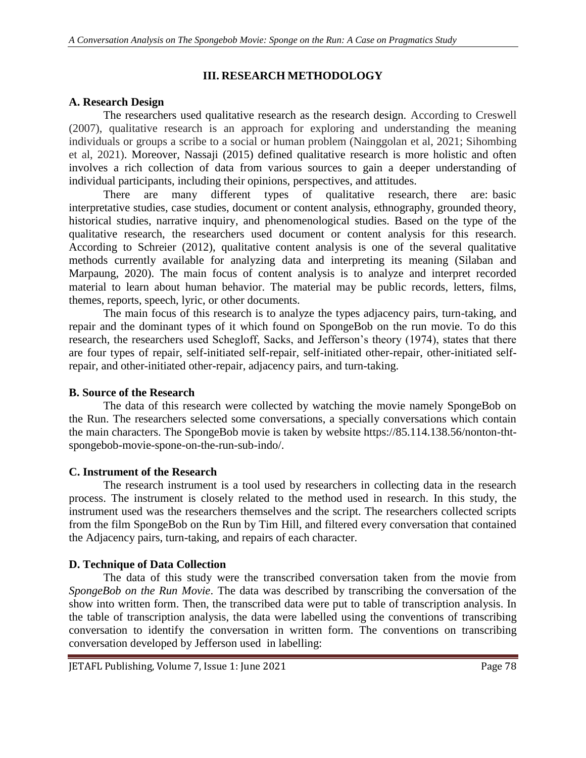## III. RESEARCH METHODOLOGY

### A. Research Design

The researchers used qualitative research as the research design. According to Creswell (2007), qualitative research is an approach for exploring and understanding the meaning individuals or groups a scribe to a social or human problem (Nainggolan et al, 2021; Sihombing et al, 2021). Moreover, Nassaji (2015) defined qualitative research is more holistic and often involves a rich collection of data from various sources to gain a deeper understanding of individual participants, including their opinions, perspectives, and attitudes.

There are many different types of qualitative research, there are: basic interpretative studies, case studies, document or content analysis, ethnography, grounded theory, historical studies, narrative inquiry, and phenomenological studies. Based on the type of the qualitative research, the researchers used document or content analysis for this research. According to Schreier (2012), qualitative content analysis is one of the several qualitative methods currently available for analyzing data and interpreting its meaning (Silaban and Marpaung, 2020). The main focus of content analysis is to analyze and interpret recorded material to learn about human behavior. The material may be public records, letters, films, themes, reports, speech, lyric, or other documents.

The main focus of this research is to analyze the types adjacency pairs, turn-taking, and repair and the dominant types of it which found on SpongeBob on the run movie. To do this research, the researchers used Schegloff, Sacks, and Jefferson's theory (1974), states that there are four types of repair, self-initiated self-repair, self-initiated other-repair, other-initiated self-repair, and other-initiated other-repair, adjacency pairs, and turn-taking.

### B. Source of the Research

The data of this research were collected by watching the movie namely SpongeBob on the Run. The researchers selected some conversations, a specially conversations which contain the main characters. The SpongeBob movie is taken by website https://85.114.138.56/nonton-tht-spongebob-movie-spone-on-the-run-sub-indo/.

### C. Instrument of the Research

The research instrument is a tool used by researchers in collecting data in the research process. The instrument is closely related to the method used in research. In this study, the instrument used was the researchers themselves and the script. The researchers collected scripts from the film SpongeBob on the Run by Tim Hill, and filtered every conversation that contained the Adjacency pairs, turn-taking, and repairs of each character.

### D. Technique of Data Collection

The data of this study were the transcribed conversation taken from the movie from *SpongeBob on the Run Movie*. The data was described by transcribing the conversation of the show into written form. Then, the transcribed data were put to table of transcription analysis. In the table of transcription analysis, the data were labelled using the conventions of transcribing conversation to identify the conversation in written form. The conventions on transcribing conversation developed by Jefferson used in labelling: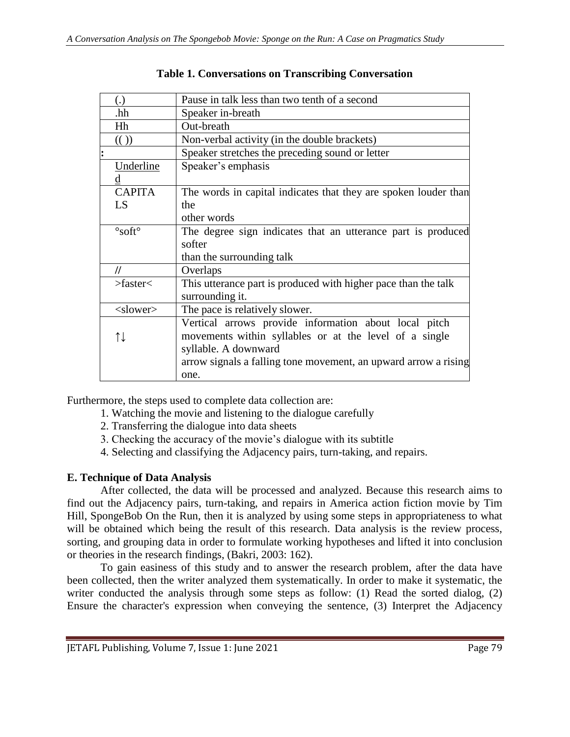**Table 1. Conversations on Transcribing Conversation**

| | |
|---|---|
| (.) | Pause in talk less than two tenth of a second |
| .hh | Speaker in-breath |
| Hh | Out-breath |
| (( )) | Non-verbal activity (in the double brackets) |
| : | Speaker stretches the preceding sound or letter |
| <u>Underlined</u> | Speaker's emphasis |
| CAPITALS | The words in capital indicates that they are spoken louder than the other words |
| °soft° | The degree sign indicates that an utterance part is produced softer than the surrounding talk |
| // | Overlaps |
| >faster< | This utterance part is produced with higher pace than the talk surrounding it. |
| <slower> | The pace is relatively slower. |
| ↑↓ | Vertical arrows provide information about local pitch movements within syllables or at the level of a single syllable. A downward arrow signals a falling tone movement, an upward arrow a rising one. |

Furthermore, the steps used to complete data collection are:

1. Watching the movie and listening to the dialogue carefully
2. Transferring the dialogue into data sheets
3. Checking the accuracy of the movie's dialogue with its subtitle
4. Selecting and classifying the Adjacency pairs, turn-taking, and repairs.

## E. Technique of Data Analysis

After collected, the data will be processed and analyzed. Because this research aims to find out the Adjacency pairs, turn-taking, and repairs in America action fiction movie by Tim Hill, SpongeBob On the Run, then it is analyzed by using some steps in appropriateness to what will be obtained which being the result of this research. Data analysis is the review process, sorting, and grouping data in order to formulate working hypotheses and lifted it into conclusion or theories in the research findings, (Bakri, 2003: 162).

To gain easiness of this study and to answer the research problem, after the data have been collected, then the writer analyzed them systematically. In order to make it systematic, the writer conducted the analysis through some steps as follow: (1) Read the sorted dialog, (2) Ensure the character's expression when conveying the sentence, (3) Interpret the Adjacency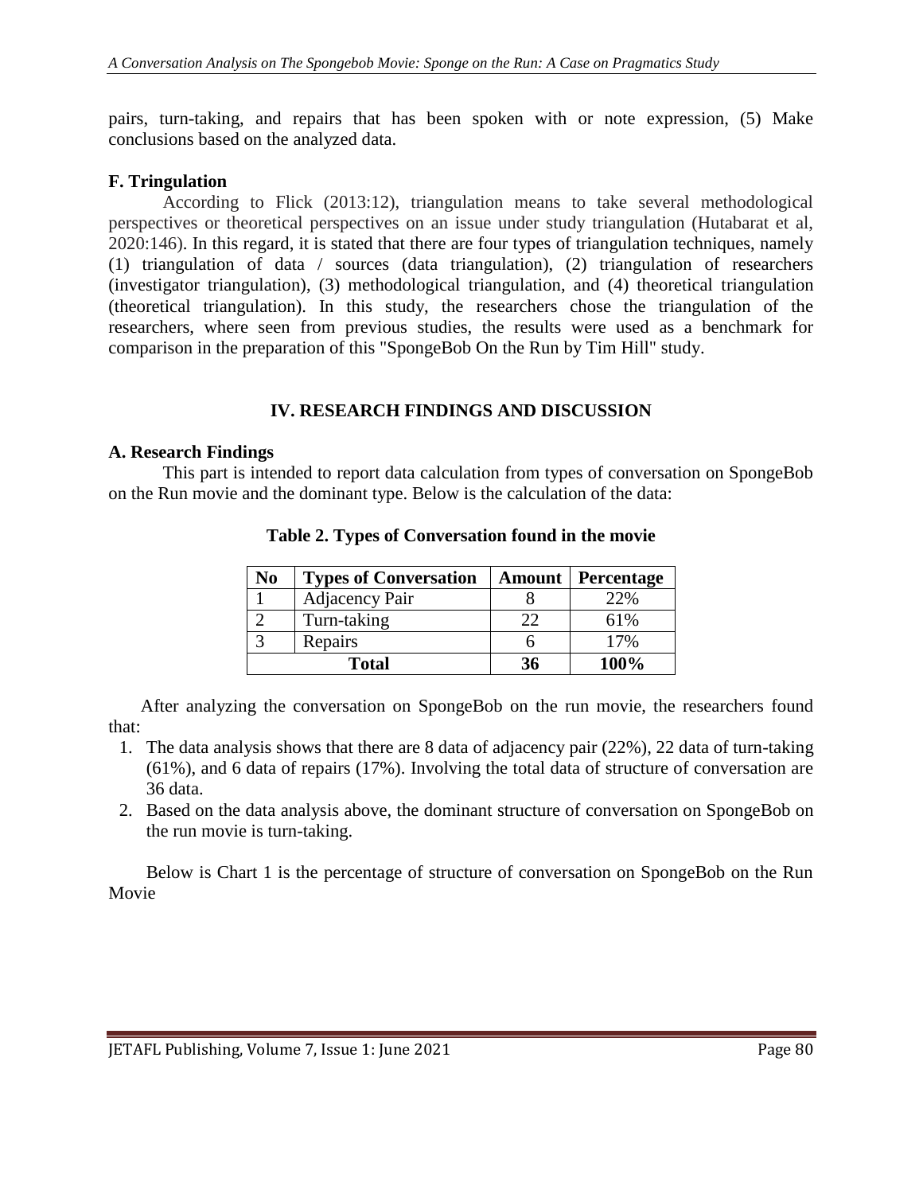pairs, turn-taking, and repairs that has been spoken with or note expression, (5) Make conclusions based on the analyzed data.

### F. Tringulation

According to Flick (2013:12), triangulation means to take several methodological perspectives or theoretical perspectives on an issue under study triangulation (Hutabarat et al, 2020:146). In this regard, it is stated that there are four types of triangulation techniques, namely (1) triangulation of data / sources (data triangulation), (2) triangulation of researchers (investigator triangulation), (3) methodological triangulation, and (4) theoretical triangulation (theoretical triangulation). In this study, the researchers chose the triangulation of the researchers, where seen from previous studies, the results were used as a benchmark for comparison in the preparation of this "SpongeBob On the Run by Tim Hill" study.

## IV. RESEARCH FINDINGS AND DISCUSSION

### A. Research Findings

This part is intended to report data calculation from types of conversation on SpongeBob on the Run movie and the dominant type. Below is the calculation of the data:

**Table 2. Types of Conversation found in the movie**

| No | Types of Conversation | Amount | Percentage |
|---|---|---|---|
| 1 | Adjacency Pair | 8 | 22% |
| 2 | Turn-taking | 22 | 61% |
| 3 | Repairs | 6 | 17% |
| **Total** | | **36** | **100%** |

After analyzing the conversation on SpongeBob on the run movie, the researchers found that:

1. The data analysis shows that there are 8 data of adjacency pair (22%), 22 data of turn-taking (61%), and 6 data of repairs (17%). Involving the total data of structure of conversation are 36 data.
2. Based on the data analysis above, the dominant structure of conversation on SpongeBob on the run movie is turn-taking.

Below is Chart 1 is the percentage of structure of conversation on SpongeBob on the Run Movie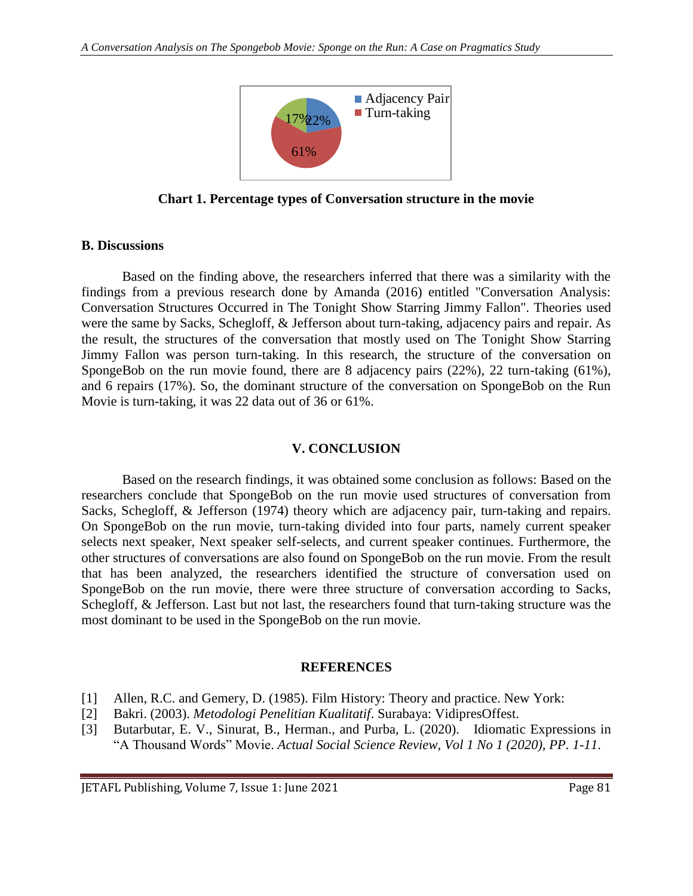**Chart 1. Percentage types of Conversation structure in the movie**

### B. Discussions

Based on the finding above, the researchers inferred that there was a similarity with the findings from a previous research done by Amanda (2016) entitled "Conversation Analysis: Conversation Structures Occurred in The Tonight Show Starring Jimmy Fallon". Theories used were the same by Sacks, Schegloff, & Jefferson about turn-taking, adjacency pairs and repair. As the result, the structures of the conversation that mostly used on The Tonight Show Starring Jimmy Fallon was person turn-taking. In this research, the structure of the conversation on SpongeBob on the run movie found, there are 8 adjacency pairs (22%), 22 turn-taking (61%), and 6 repairs (17%). So, the dominant structure of the conversation on SpongeBob on the Run Movie is turn-taking, it was 22 data out of 36 or 61%.

## V. CONCLUSION

Based on the research findings, it was obtained some conclusion as follows: Based on the researchers conclude that SpongeBob on the run movie used structures of conversation from Sacks, Schegloff, & Jefferson (1974) theory which are adjacency pair, turn-taking and repairs. On SpongeBob on the run movie, turn-taking divided into four parts, namely current speaker selects next speaker, Next speaker self-selects, and current speaker continues. Furthermore, the other structures of conversations are also found on SpongeBob on the run movie. From the result that has been analyzed, the researchers identified the structure of conversation used on SpongeBob on the run movie, there were three structure of conversation according to Sacks, Schegloff, & Jefferson. Last but not last, the researchers found that turn-taking structure was the most dominant to be used in the SpongeBob on the run movie.

## REFERENCES

[1] Allen, R.C. and Gemery, D. (1985). Film History: Theory and practice. New York:

[2] Bakri. (2003). *Metodologi Penelitian Kualitatif*. Surabaya: VidipresOffest.

[3] Butarbutar, E. V., Sinurat, B., Herman., and Purba, L. (2020). Idiomatic Expressions in "A Thousand Words" Movie. *Actual Social Science Review, Vol 1 No 1 (2020), PP. 1-11.*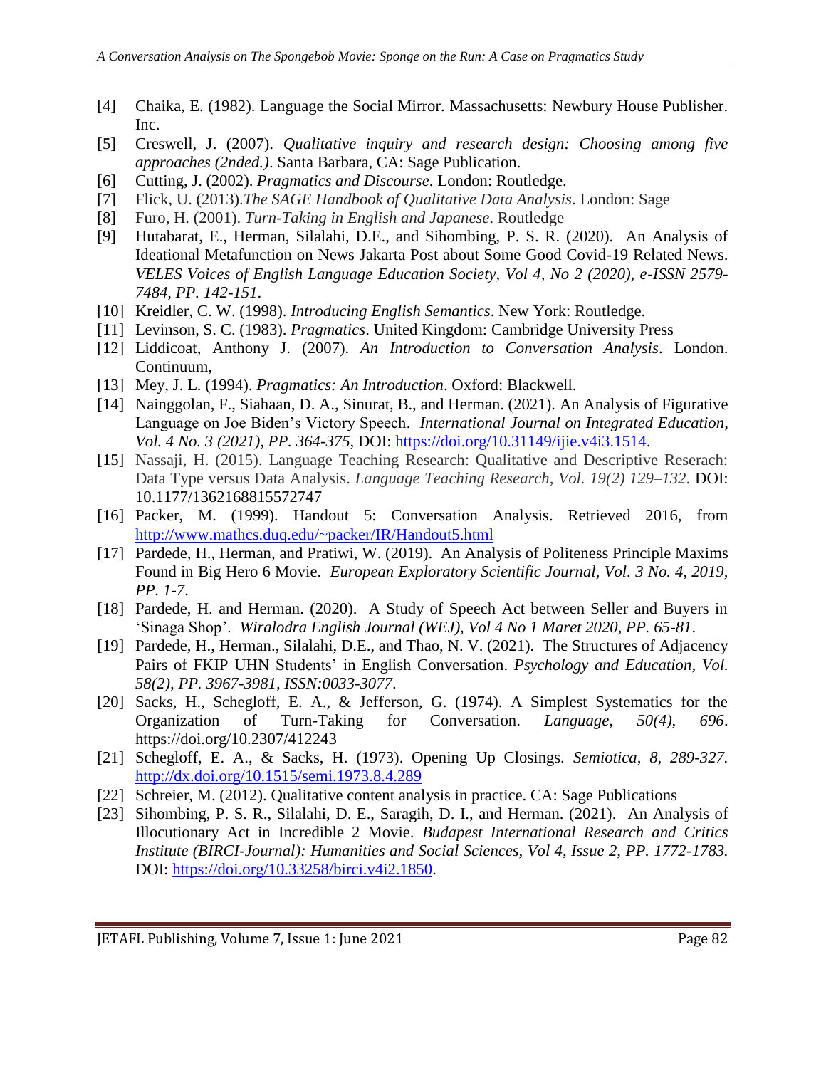[4] Chaika, E. (1982). Language the Social Mirror. Massachusetts: Newbury House Publisher. Inc.

[5] Creswell, J. (2007). *Qualitative inquiry and research design: Choosing among five approaches (2nded.)*. Santa Barbara, CA: Sage Publication.

[6] Cutting, J. (2002). *Pragmatics and Discourse*. London: Routledge.

[7] Flick, U. (2013).*The SAGE Handbook of Qualitative Data Analysis*. London: Sage

[8] Furo, H. (2001). *Turn-Taking in English and Japanese*. Routledge

[9] Hutabarat, E., Herman, Silalahi, D.E., and Sihombing, P. S. R. (2020). An Analysis of Ideational Metafunction on News Jakarta Post about Some Good Covid-19 Related News. *VELES Voices of English Language Education Society, Vol 4, No 2 (2020), e-ISSN 2579-7484, PP. 142-151*.

[10] Kreidler, C. W. (1998). *Introducing English Semantics*. New York: Routledge.

[11] Levinson, S. C. (1983). *Pragmatics*. United Kingdom: Cambridge University Press

[12] Liddicoat, Anthony J. (2007). *An Introduction to Conversation Analysis*. London. Continuum,

[13] Mey, J. L. (1994). *Pragmatics: An Introduction*. Oxford: Blackwell.

[14] Nainggolan, F., Siahaan, D. A., Sinurat, B., and Herman. (2021). An Analysis of Figurative Language on Joe Biden's Victory Speech. *International Journal on Integrated Education, Vol. 4 No. 3 (2021), PP. 364-375*, DOI: https://doi.org/10.31149/ijie.v4i3.1514.

[15] Nassaji, H. (2015). Language Teaching Research: Qualitative and Descriptive Reserach: Data Type versus Data Analysis. *Language Teaching Research, Vol. 19(2) 129–132*. DOI: 10.1177/1362168815572747

[16] Packer, M. (1999). Handout 5: Conversation Analysis. Retrieved 2016, from http://www.mathcs.duq.edu/~packer/IR/Handout5.html

[17] Pardede, H., Herman, and Pratiwi, W. (2019). An Analysis of Politeness Principle Maxims Found in Big Hero 6 Movie. *European Exploratory Scientific Journal, Vol. 3 No. 4, 2019, PP. 1-7*.

[18] Pardede, H. and Herman. (2020). A Study of Speech Act between Seller and Buyers in 'Sinaga Shop'. *Wiralodra English Journal (WEJ), Vol 4 No 1 Maret 2020, PP. 65-81*.

[19] Pardede, H., Herman., Silalahi, D.E., and Thao, N. V. (2021). The Structures of Adjacency Pairs of FKIP UHN Students' in English Conversation. *Psychology and Education, Vol. 58(2), PP. 3967-3981, ISSN:0033-3077*.

[20] Sacks, H., Schegloff, E. A., & Jefferson, G. (1974). A Simplest Systematics for the Organization of Turn-Taking for Conversation. *Language, 50(4), 696*. https://doi.org/10.2307/412243

[21] Schegloff, E. A., & Sacks, H. (1973). Opening Up Closings. *Semiotica, 8, 289-327.* http://dx.doi.org/10.1515/semi.1973.8.4.289

[22] Schreier, M. (2012). Qualitative content analysis in practice. CA: Sage Publications

[23] Sihombing, P. S. R., Silalahi, D. E., Saragih, D. I., and Herman. (2021). An Analysis of Illocutionary Act in Incredible 2 Movie. *Budapest International Research and Critics Institute (BIRCI-Journal): Humanities and Social Sciences, Vol 4, Issue 2, PP. 1772-1783.* DOI: https://doi.org/10.33258/birci.v4i2.1850.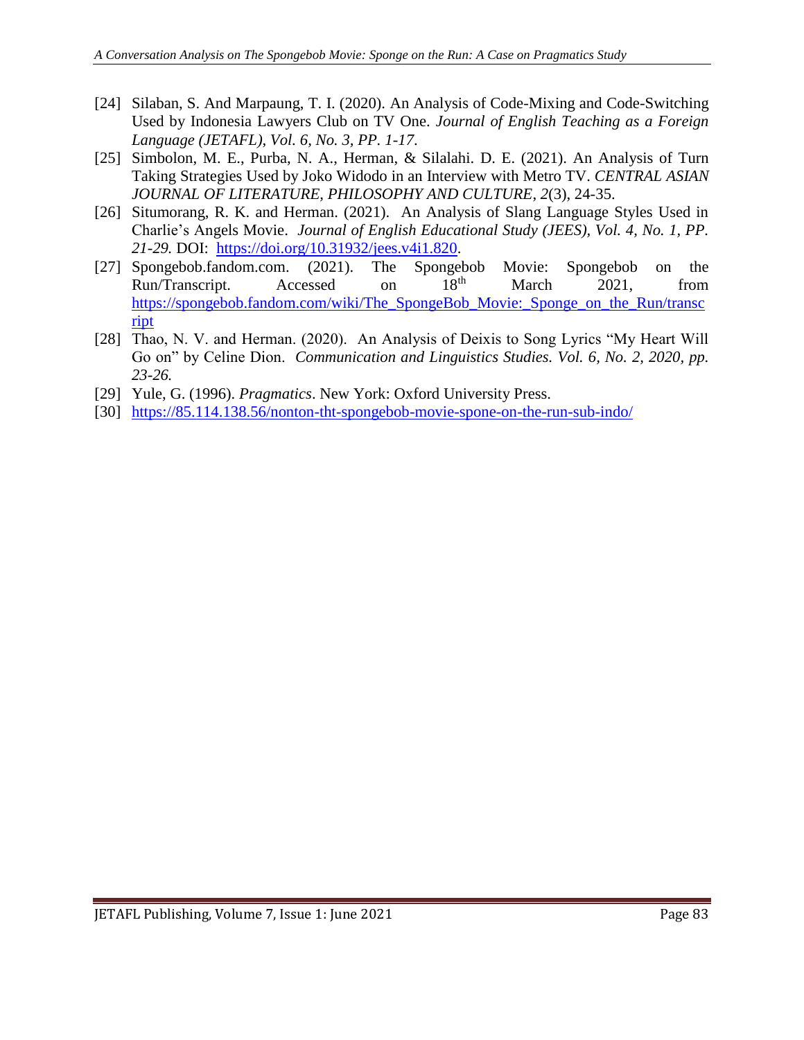[24] Silaban, S. And Marpaung, T. I. (2020). An Analysis of Code-Mixing and Code-Switching Used by Indonesia Lawyers Club on TV One. *Journal of English Teaching as a Foreign Language (JETAFL), Vol. 6, No. 3, PP. 1-17*.

[25] Simbolon, M. E., Purba, N. A., Herman, & Silalahi. D. E. (2021). An Analysis of Turn Taking Strategies Used by Joko Widodo in an Interview with Metro TV. *CENTRAL ASIAN JOURNAL OF LITERATURE, PHILOSOPHY AND CULTURE*, *2*(3), 24-35.

[26] Situmorang, R. K. and Herman. (2021). An Analysis of Slang Language Styles Used in Charlie's Angels Movie. *Journal of English Educational Study (JEES), Vol. 4, No. 1, PP. 21-29.* DOI: https://doi.org/10.31932/jees.v4i1.820.

[27] Spongebob.fandom.com. (2021). The Spongebob Movie: Spongebob on the Run/Transcript. Accessed on 18th March 2021, from https://spongebob.fandom.com/wiki/The_SpongeBob_Movie:_Sponge_on_the_Run/transcript

[28] Thao, N. V. and Herman. (2020). An Analysis of Deixis to Song Lyrics "My Heart Will Go on" by Celine Dion. *Communication and Linguistics Studies. Vol. 6, No. 2, 2020, pp. 23-26.*

[29] Yule, G. (1996). *Pragmatics*. New York: Oxford University Press.

[30] https://85.114.138.56/nonton-tht-spongebob-movie-spone-on-the-run-sub-indo/